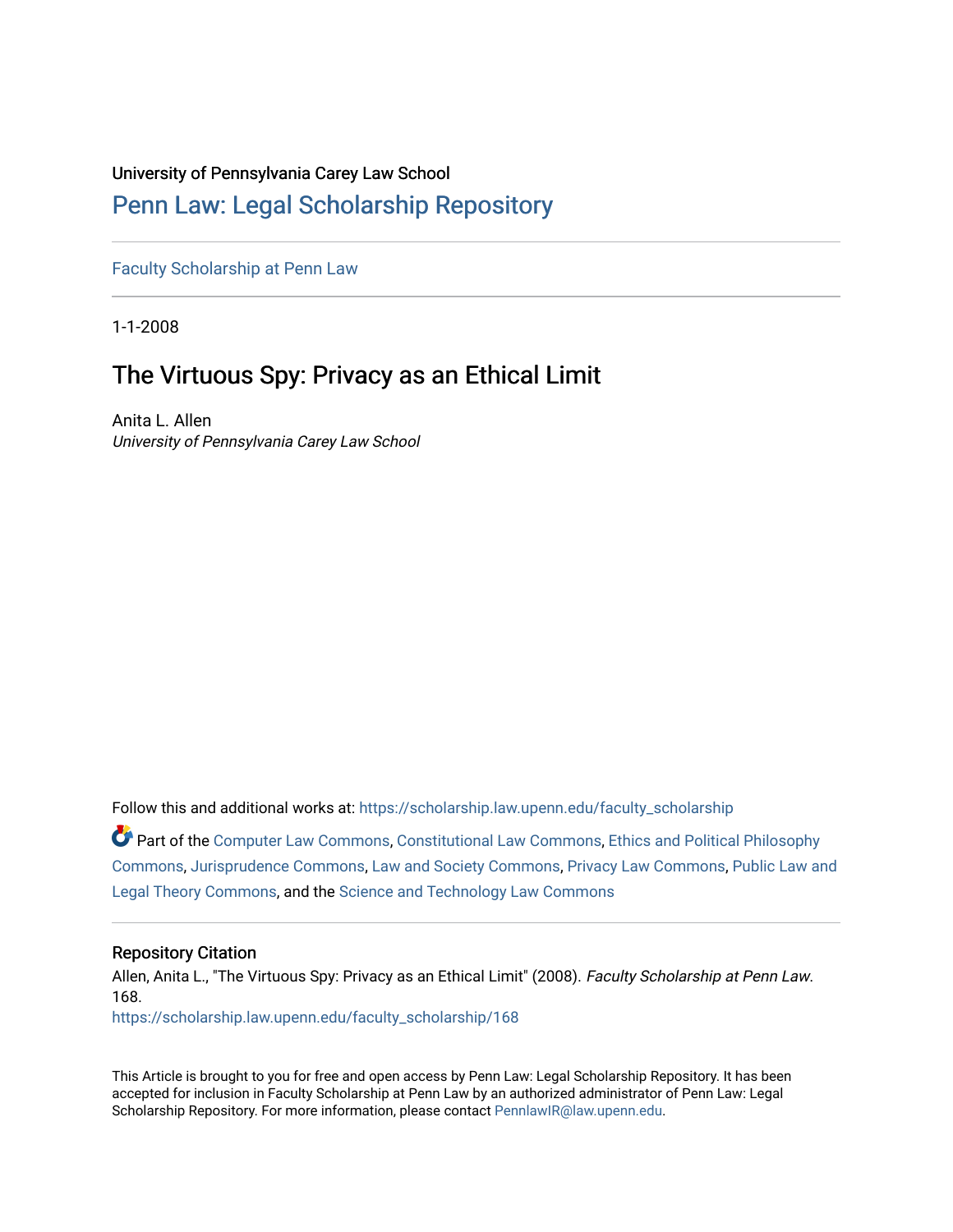University of Pennsylvania Carey Law School

# Penn Law: Legal Scholarship Repository

Faculty Scholarship at Penn Law

1-1-2008

## The Virtuous Spy: Privacy as an Ethical Limit

Anita L. Allen
*University of Pennsylvania Carey Law School*

Follow this and additional works at: https://scholarship.law.upenn.edu/faculty_scholarship

Part of the Computer Law Commons, Constitutional Law Commons, Ethics and Political Philosophy Commons, Jurisprudence Commons, Law and Society Commons, Privacy Law Commons, Public Law and Legal Theory Commons, and the Science and Technology Law Commons

### Repository Citation

Allen, Anita L., "The Virtuous Spy: Privacy as an Ethical Limit" (2008). *Faculty Scholarship at Penn Law*. 168.
https://scholarship.law.upenn.edu/faculty_scholarship/168

This Article is brought to you for free and open access by Penn Law: Legal Scholarship Repository. It has been accepted for inclusion in Faculty Scholarship at Penn Law by an authorized administrator of Penn Law: Legal Scholarship Repository. For more information, please contact PennlawIR@law.upenn.edu.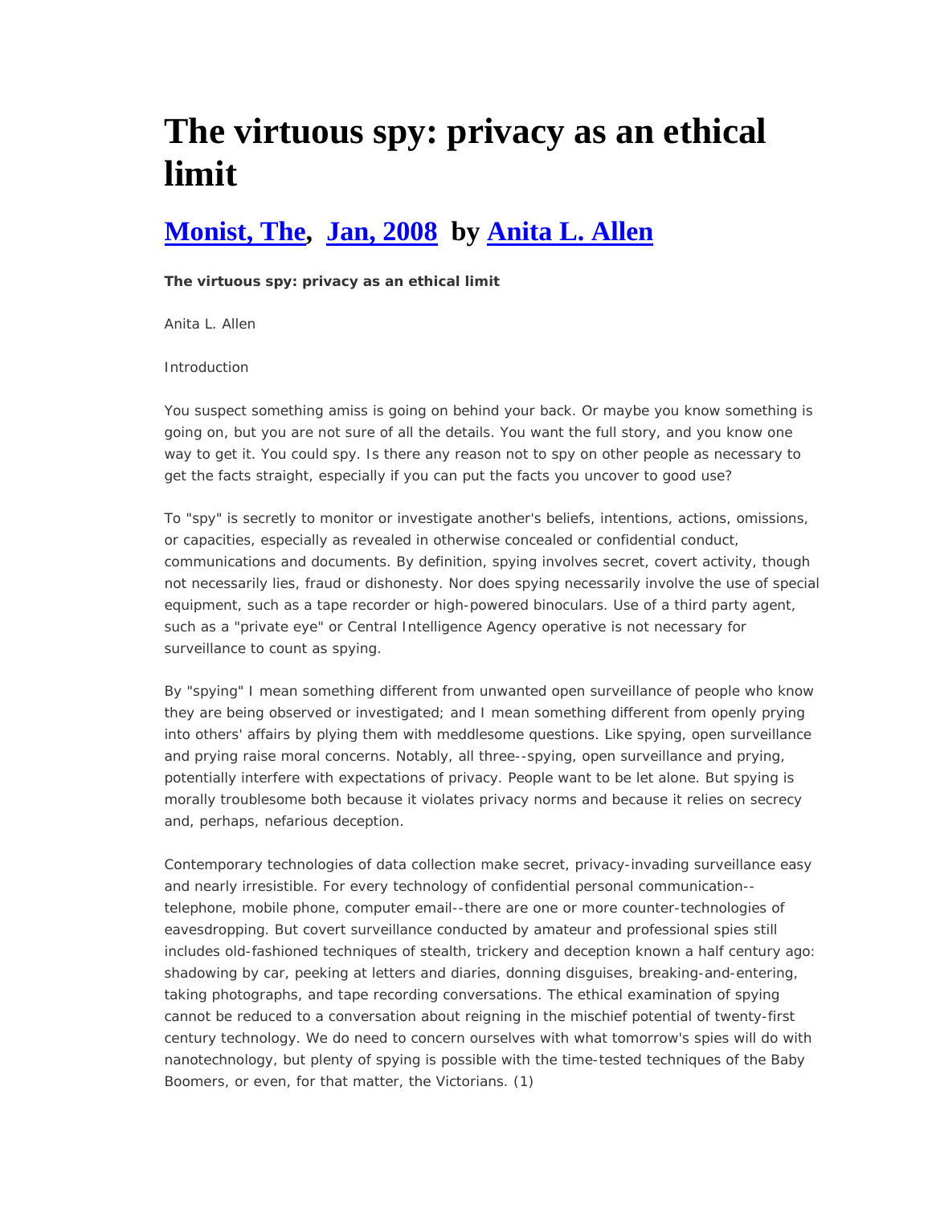# The virtuous spy: privacy as an ethical limit

## Monist, The, Jan, 2008 by Anita L. Allen

**The virtuous spy: privacy as an ethical limit**

Anita L. Allen

Introduction

You suspect something amiss is going on behind your back. Or maybe you know something is going on, but you are not sure of all the details. You want the full story, and you know one way to get it. You could spy. Is there any reason not to spy on other people as necessary to get the facts straight, especially if you can put the facts you uncover to good use?

To "spy" is secretly to monitor or investigate another's beliefs, intentions, actions, omissions, or capacities, especially as revealed in otherwise concealed or confidential conduct, communications and documents. By definition, spying involves secret, covert activity, though not necessarily lies, fraud or dishonesty. Nor does spying necessarily involve the use of special equipment, such as a tape recorder or high-powered binoculars. Use of a third party agent, such as a "private eye" or Central Intelligence Agency operative is not necessary for surveillance to count as spying.

By "spying" I mean something different from unwanted open surveillance of people who know they are being observed or investigated; and I mean something different from openly prying into others' affairs by plying them with meddlesome questions. Like spying, open surveillance and prying raise moral concerns. Notably, all three--spying, open surveillance and prying, potentially interfere with expectations of privacy. People want to be let alone. But spying is morally troublesome both because it violates privacy norms and because it relies on secrecy and, perhaps, nefarious deception.

Contemporary technologies of data collection make secret, privacy-invading surveillance easy and nearly irresistible. For every technology of confidential personal communication--telephone, mobile phone, computer email--there are one or more counter-technologies of eavesdropping. But covert surveillance conducted by amateur and professional spies still includes old-fashioned techniques of stealth, trickery and deception known a half century ago: shadowing by car, peeking at letters and diaries, donning disguises, breaking-and-entering, taking photographs, and tape recording conversations. The ethical examination of spying cannot be reduced to a conversation about reigning in the mischief potential of twenty-first century technology. We do need to concern ourselves with what tomorrow's spies will do with nanotechnology, but plenty of spying is possible with the time-tested techniques of the Baby Boomers, or even, for that matter, the Victorians. (1)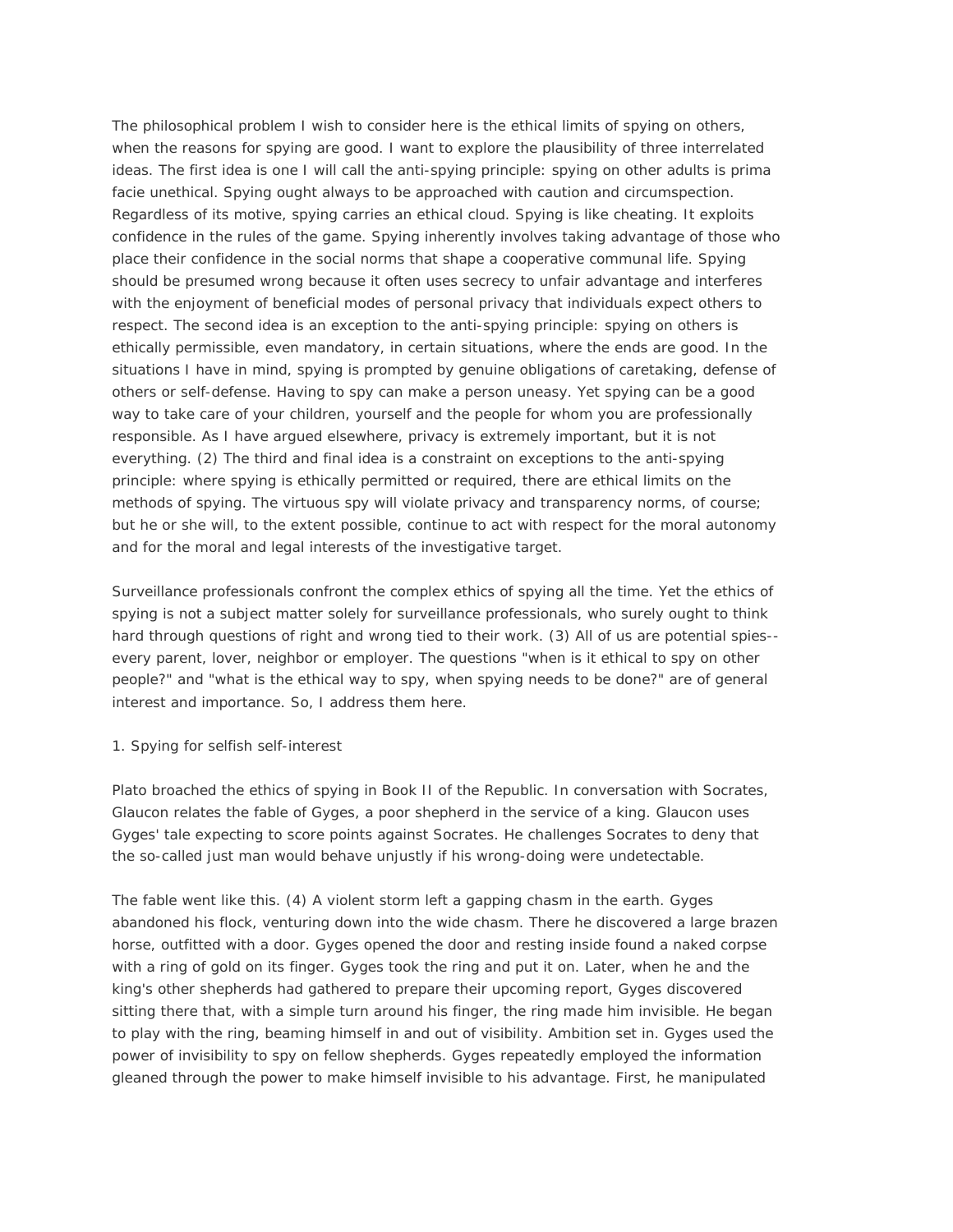The philosophical problem I wish to consider here is the ethical limits of spying on others, when the reasons for spying are good. I want to explore the plausibility of three interrelated ideas. The first idea is one I will call the anti-spying principle: spying on other adults is prima facie unethical. Spying ought always to be approached with caution and circumspection. Regardless of its motive, spying carries an ethical cloud. Spying is like cheating. It exploits confidence in the rules of the game. Spying inherently involves taking advantage of those who place their confidence in the social norms that shape a cooperative communal life. Spying should be presumed wrong because it often uses secrecy to unfair advantage and interferes with the enjoyment of beneficial modes of personal privacy that individuals expect others to respect. The second idea is an exception to the anti-spying principle: spying on others is ethically permissible, even mandatory, in certain situations, where the ends are good. In the situations I have in mind, spying is prompted by genuine obligations of caretaking, defense of others or self-defense. Having to spy can make a person uneasy. Yet spying can be a good way to take care of your children, yourself and the people for whom you are professionally responsible. As I have argued elsewhere, privacy is extremely important, but it is not everything. (2) The third and final idea is a constraint on exceptions to the anti-spying principle: where spying is ethically permitted or required, there are ethical limits on the methods of spying. The virtuous spy will violate privacy and transparency norms, of course; but he or she will, to the extent possible, continue to act with respect for the moral autonomy and for the moral and legal interests of the investigative target.

Surveillance professionals confront the complex ethics of spying all the time. Yet the ethics of spying is not a subject matter solely for surveillance professionals, who surely ought to think hard through questions of right and wrong tied to their work. (3) All of us are potential spies--every parent, lover, neighbor or employer. The questions "when is it ethical to spy on other people?" and "what is the ethical way to spy, when spying needs to be done?" are of general interest and importance. So, I address them here.

1. Spying for selfish self-interest

Plato broached the ethics of spying in Book II of the Republic. In conversation with Socrates, Glaucon relates the fable of Gyges, a poor shepherd in the service of a king. Glaucon uses Gyges' tale expecting to score points against Socrates. He challenges Socrates to deny that the so-called just man would behave unjustly if his wrong-doing were undetectable.

The fable went like this. (4) A violent storm left a gapping chasm in the earth. Gyges abandoned his flock, venturing down into the wide chasm. There he discovered a large brazen horse, outfitted with a door. Gyges opened the door and resting inside found a naked corpse with a ring of gold on its finger. Gyges took the ring and put it on. Later, when he and the king's other shepherds had gathered to prepare their upcoming report, Gyges discovered sitting there that, with a simple turn around his finger, the ring made him invisible. He began to play with the ring, beaming himself in and out of visibility. Ambition set in. Gyges used the power of invisibility to spy on fellow shepherds. Gyges repeatedly employed the information gleaned through the power to make himself invisible to his advantage. First, he manipulated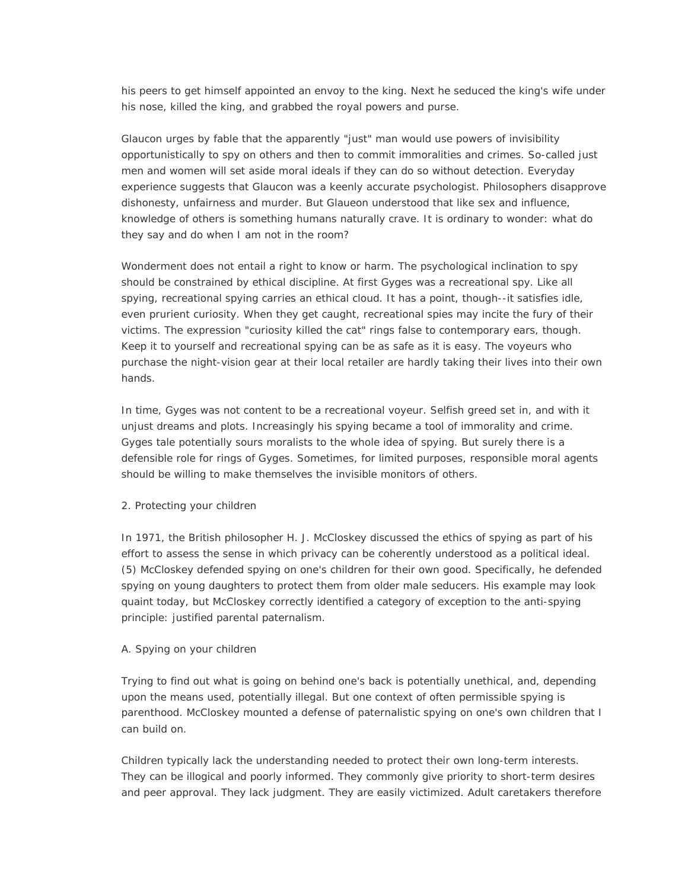his peers to get himself appointed an envoy to the king. Next he seduced the king's wife under his nose, killed the king, and grabbed the royal powers and purse.

Glaucon urges by fable that the apparently "just" man would use powers of invisibility opportunistically to spy on others and then to commit immoralities and crimes. So-called just men and women will set aside moral ideals if they can do so without detection. Everyday experience suggests that Glaucon was a keenly accurate psychologist. Philosophers disapprove dishonesty, unfairness and murder. But Glaueon understood that like sex and influence, knowledge of others is something humans naturally crave. It is ordinary to wonder: what do they say and do when I am not in the room?

Wonderment does not entail a right to know or harm. The psychological inclination to spy should be constrained by ethical discipline. At first Gyges was a recreational spy. Like all spying, recreational spying carries an ethical cloud. It has a point, though--it satisfies idle, even prurient curiosity. When they get caught, recreational spies may incite the fury of their victims. The expression "curiosity killed the cat" rings false to contemporary ears, though. Keep it to yourself and recreational spying can be as safe as it is easy. The voyeurs who purchase the night-vision gear at their local retailer are hardly taking their lives into their own hands.

In time, Gyges was not content to be a recreational voyeur. Selfish greed set in, and with it unjust dreams and plots. Increasingly his spying became a tool of immorality and crime. Gyges tale potentially sours moralists to the whole idea of spying. But surely there is a defensible role for rings of Gyges. Sometimes, for limited purposes, responsible moral agents should be willing to make themselves the invisible monitors of others.

## 2. Protecting your children

In 1971, the British philosopher H. J. McCloskey discussed the ethics of spying as part of his effort to assess the sense in which privacy can be coherently understood as a political ideal. (5) McCloskey defended spying on one's children for their own good. Specifically, he defended spying on young daughters to protect them from older male seducers. His example may look quaint today, but McCloskey correctly identified a category of exception to the anti-spying principle: justified parental paternalism.

### A. Spying on your children

Trying to find out what is going on behind one's back is potentially unethical, and, depending upon the means used, potentially illegal. But one context of often permissible spying is parenthood. McCloskey mounted a defense of paternalistic spying on one's own children that I can build on.

Children typically lack the understanding needed to protect their own long-term interests. They can be illogical and poorly informed. They commonly give priority to short-term desires and peer approval. They lack judgment. They are easily victimized. Adult caretakers therefore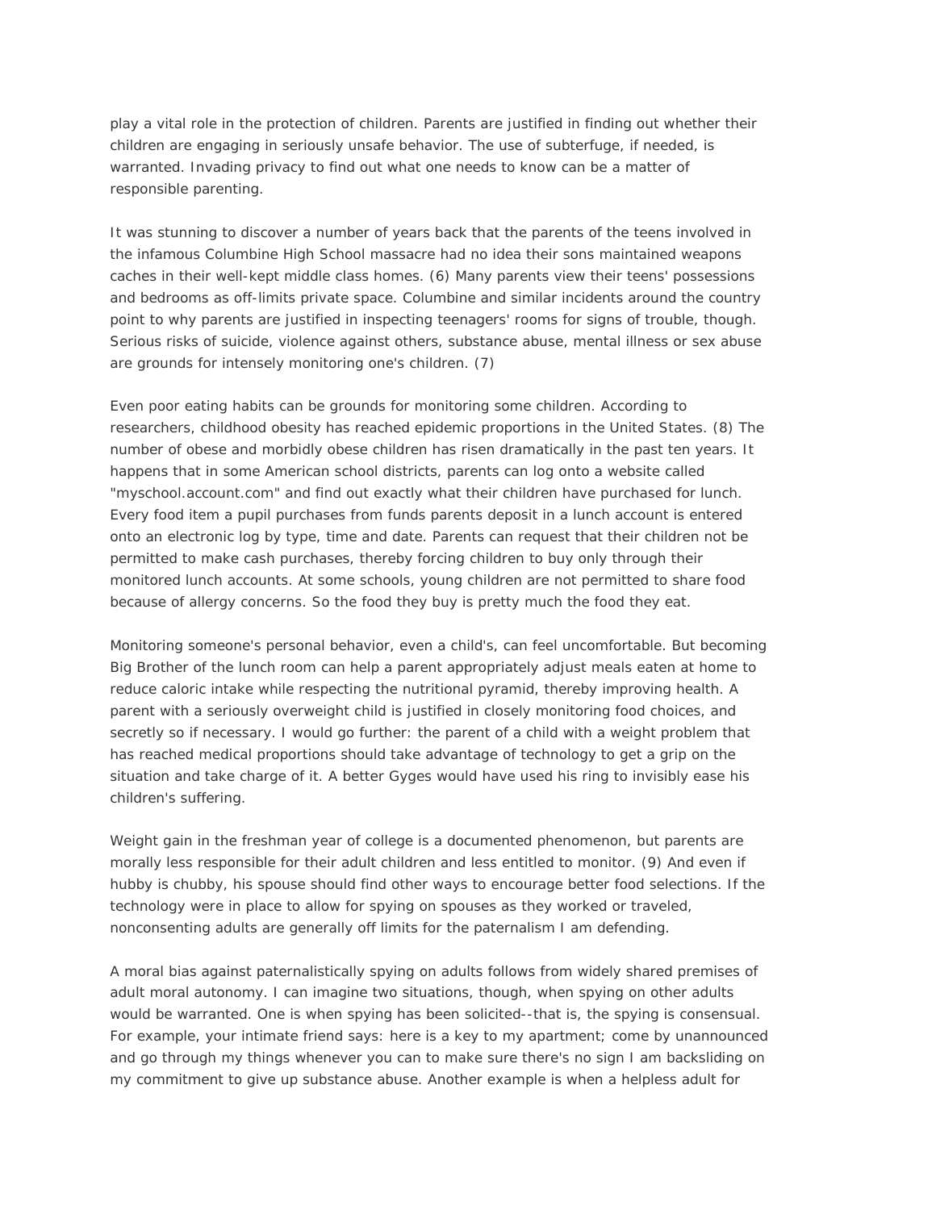play a vital role in the protection of children. Parents are justified in finding out whether their children are engaging in seriously unsafe behavior. The use of subterfuge, if needed, is warranted. Invading privacy to find out what one needs to know can be a matter of responsible parenting.

It was stunning to discover a number of years back that the parents of the teens involved in the infamous Columbine High School massacre had no idea their sons maintained weapons caches in their well-kept middle class homes. (6) Many parents view their teens' possessions and bedrooms as off-limits private space. Columbine and similar incidents around the country point to why parents are justified in inspecting teenagers' rooms for signs of trouble, though. Serious risks of suicide, violence against others, substance abuse, mental illness or sex abuse are grounds for intensely monitoring one's children. (7)

Even poor eating habits can be grounds for monitoring some children. According to researchers, childhood obesity has reached epidemic proportions in the United States. (8) The number of obese and morbidly obese children has risen dramatically in the past ten years. It happens that in some American school districts, parents can log onto a website called "myschool.account.com" and find out exactly what their children have purchased for lunch. Every food item a pupil purchases from funds parents deposit in a lunch account is entered onto an electronic log by type, time and date. Parents can request that their children not be permitted to make cash purchases, thereby forcing children to buy only through their monitored lunch accounts. At some schools, young children are not permitted to share food because of allergy concerns. So the food they buy is pretty much the food they eat.

Monitoring someone's personal behavior, even a child's, can feel uncomfortable. But becoming Big Brother of the lunch room can help a parent appropriately adjust meals eaten at home to reduce caloric intake while respecting the nutritional pyramid, thereby improving health. A parent with a seriously overweight child is justified in closely monitoring food choices, and secretly so if necessary. I would go further: the parent of a child with a weight problem that has reached medical proportions should take advantage of technology to get a grip on the situation and take charge of it. A better Gyges would have used his ring to invisibly ease his children's suffering.

Weight gain in the freshman year of college is a documented phenomenon, but parents are morally less responsible for their adult children and less entitled to monitor. (9) And even if hubby is chubby, his spouse should find other ways to encourage better food selections. If the technology were in place to allow for spying on spouses as they worked or traveled, nonconsenting adults are generally off limits for the paternalism I am defending.

A moral bias against paternalistically spying on adults follows from widely shared premises of adult moral autonomy. I can imagine two situations, though, when spying on other adults would be warranted. One is when spying has been solicited--that is, the spying is consensual. For example, your intimate friend says: here is a key to my apartment; come by unannounced and go through my things whenever you can to make sure there's no sign I am backsliding on my commitment to give up substance abuse. Another example is when a helpless adult for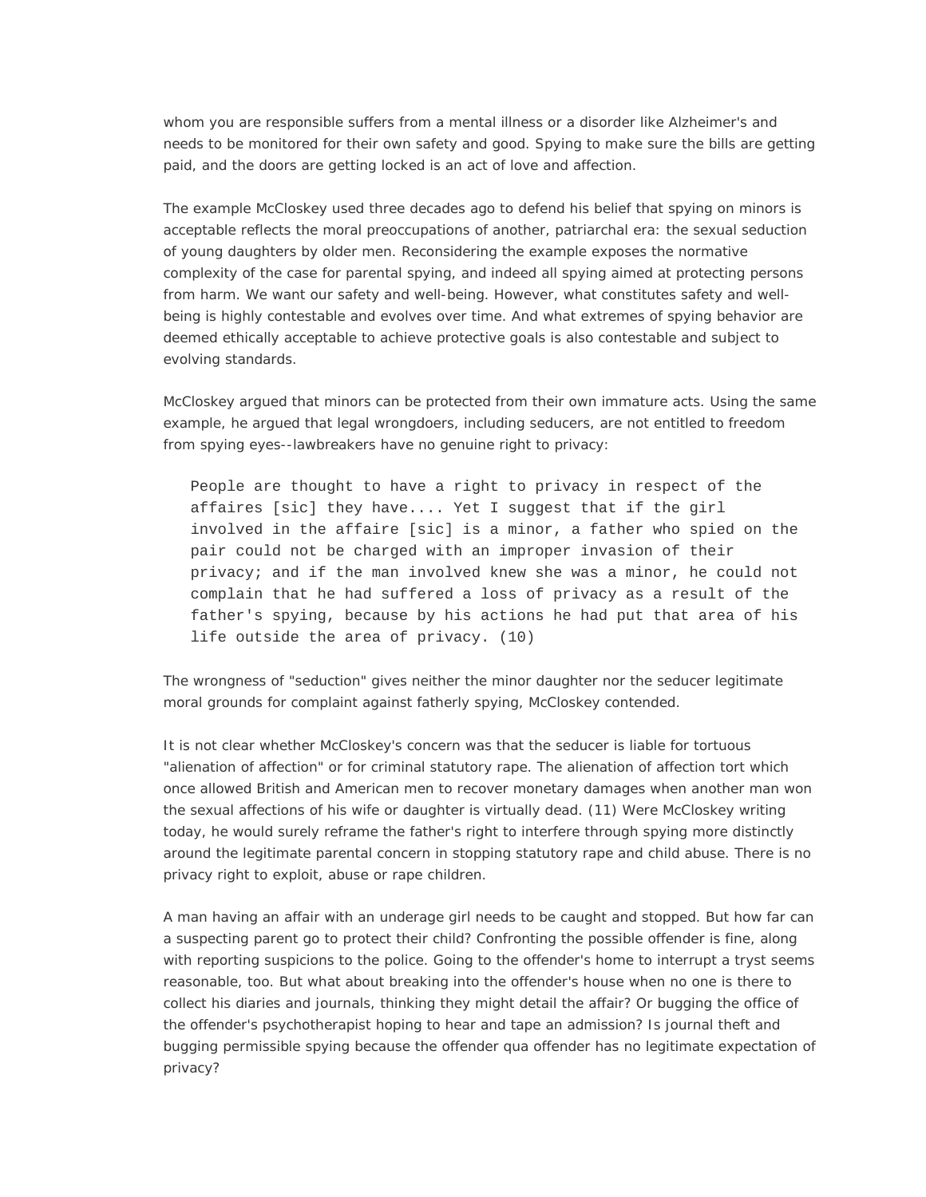whom you are responsible suffers from a mental illness or a disorder like Alzheimer's and needs to be monitored for their own safety and good. Spying to make sure the bills are getting paid, and the doors are getting locked is an act of love and affection.

The example McCloskey used three decades ago to defend his belief that spying on minors is acceptable reflects the moral preoccupations of another, patriarchal era: the sexual seduction of young daughters by older men. Reconsidering the example exposes the normative complexity of the case for parental spying, and indeed all spying aimed at protecting persons from harm. We want our safety and well-being. However, what constitutes safety and well-being is highly contestable and evolves over time. And what extremes of spying behavior are deemed ethically acceptable to achieve protective goals is also contestable and subject to evolving standards.

McCloskey argued that minors can be protected from their own immature acts. Using the same example, he argued that legal wrongdoers, including seducers, are not entitled to freedom from spying eyes--lawbreakers have no genuine right to privacy:

> People are thought to have a right to privacy in respect of the affaires [sic] they have.... Yet I suggest that if the girl involved in the affaire [sic] is a minor, a father who spied on the pair could not be charged with an improper invasion of their privacy; and if the man involved knew she was a minor, he could not complain that he had suffered a loss of privacy as a result of the father's spying, because by his actions he had put that area of his life outside the area of privacy. (10)

The wrongness of "seduction" gives neither the minor daughter nor the seducer legitimate moral grounds for complaint against fatherly spying, McCloskey contended.

It is not clear whether McCloskey's concern was that the seducer is liable for tortuous "alienation of affection" or for criminal statutory rape. The alienation of affection tort which once allowed British and American men to recover monetary damages when another man won the sexual affections of his wife or daughter is virtually dead. (11) Were McCloskey writing today, he would surely reframe the father's right to interfere through spying more distinctly around the legitimate parental concern in stopping statutory rape and child abuse. There is no privacy right to exploit, abuse or rape children.

A man having an affair with an underage girl needs to be caught and stopped. But how far can a suspecting parent go to protect their child? Confronting the possible offender is fine, along with reporting suspicions to the police. Going to the offender's home to interrupt a tryst seems reasonable, too. But what about breaking into the offender's house when no one is there to collect his diaries and journals, thinking they might detail the affair? Or bugging the office of the offender's psychotherapist hoping to hear and tape an admission? Is journal theft and bugging permissible spying because the offender qua offender has no legitimate expectation of privacy?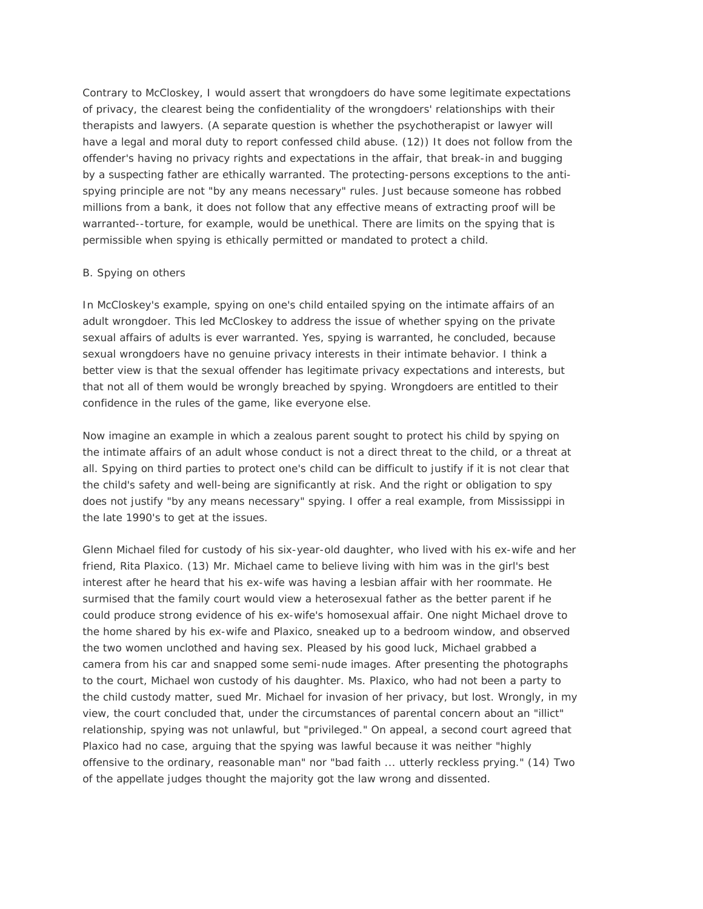Contrary to McCloskey, I would assert that wrongdoers do have some legitimate expectations of privacy, the clearest being the confidentiality of the wrongdoers' relationships with their therapists and lawyers. (A separate question is whether the psychotherapist or lawyer will have a legal and moral duty to report confessed child abuse. (12)) It does not follow from the offender's having no privacy rights and expectations in the affair, that break-in and bugging by a suspecting father are ethically warranted. The protecting-persons exceptions to the anti-spying principle are not "by any means necessary" rules. Just because someone has robbed millions from a bank, it does not follow that any effective means of extracting proof will be warranted--torture, for example, would be unethical. There are limits on the spying that is permissible when spying is ethically permitted or mandated to protect a child.

B. Spying on others

In McCloskey's example, spying on one's child entailed spying on the intimate affairs of an adult wrongdoer. This led McCloskey to address the issue of whether spying on the private sexual affairs of adults is ever warranted. Yes, spying is warranted, he concluded, because sexual wrongdoers have no genuine privacy interests in their intimate behavior. I think a better view is that the sexual offender has legitimate privacy expectations and interests, but that not all of them would be wrongly breached by spying. Wrongdoers are entitled to their confidence in the rules of the game, like everyone else.

Now imagine an example in which a zealous parent sought to protect his child by spying on the intimate affairs of an adult whose conduct is not a direct threat to the child, or a threat at all. Spying on third parties to protect one's child can be difficult to justify if it is not clear that the child's safety and well-being are significantly at risk. And the right or obligation to spy does not justify "by any means necessary" spying. I offer a real example, from Mississippi in the late 1990's to get at the issues.

Glenn Michael filed for custody of his six-year-old daughter, who lived with his ex-wife and her friend, Rita Plaxico. (13) Mr. Michael came to believe living with him was in the girl's best interest after he heard that his ex-wife was having a lesbian affair with her roommate. He surmised that the family court would view a heterosexual father as the better parent if he could produce strong evidence of his ex-wife's homosexual affair. One night Michael drove to the home shared by his ex-wife and Plaxico, sneaked up to a bedroom window, and observed the two women unclothed and having sex. Pleased by his good luck, Michael grabbed a camera from his car and snapped some semi-nude images. After presenting the photographs to the court, Michael won custody of his daughter. Ms. Plaxico, who had not been a party to the child custody matter, sued Mr. Michael for invasion of her privacy, but lost. Wrongly, in my view, the court concluded that, under the circumstances of parental concern about an "illict" relationship, spying was not unlawful, but "privileged." On appeal, a second court agreed that Plaxico had no case, arguing that the spying was lawful because it was neither "highly offensive to the ordinary, reasonable man" nor "bad faith ... utterly reckless prying." (14) Two of the appellate judges thought the majority got the law wrong and dissented.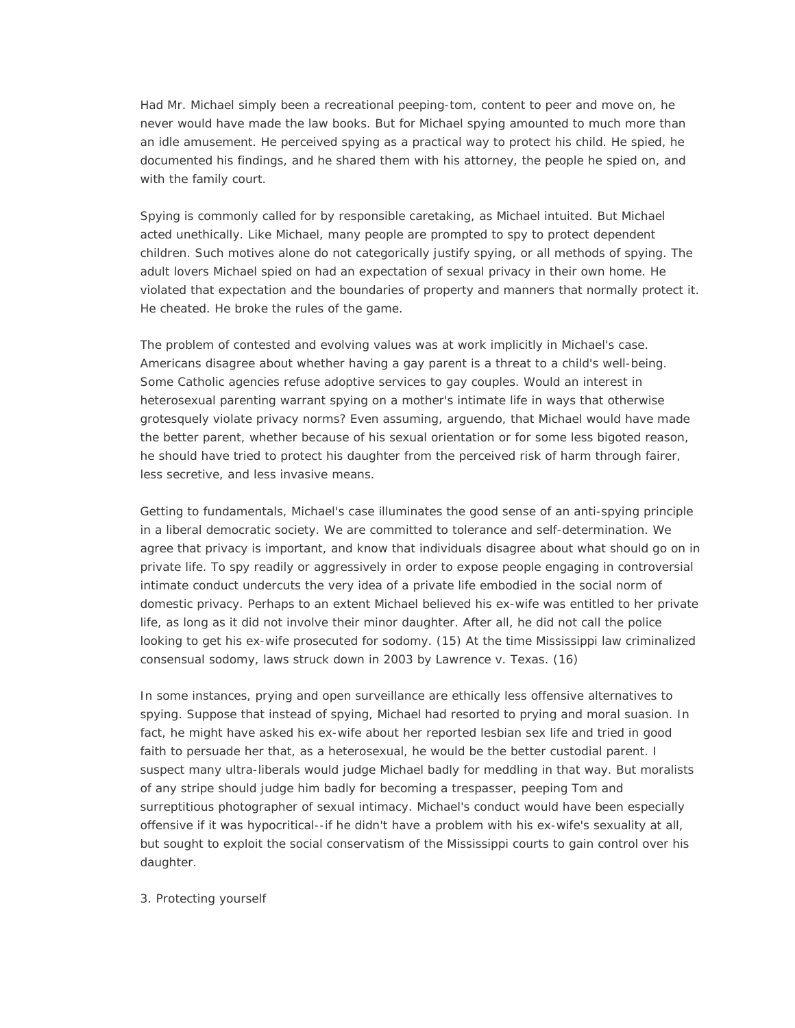Had Mr. Michael simply been a recreational peeping-tom, content to peer and move on, he never would have made the law books. But for Michael spying amounted to much more than an idle amusement. He perceived spying as a practical way to protect his child. He spied, he documented his findings, and he shared them with his attorney, the people he spied on, and with the family court.

Spying is commonly called for by responsible caretaking, as Michael intuited. But Michael acted unethically. Like Michael, many people are prompted to spy to protect dependent children. Such motives alone do not categorically justify spying, or all methods of spying. The adult lovers Michael spied on had an expectation of sexual privacy in their own home. He violated that expectation and the boundaries of property and manners that normally protect it. He cheated. He broke the rules of the game.

The problem of contested and evolving values was at work implicitly in Michael's case. Americans disagree about whether having a gay parent is a threat to a child's well-being. Some Catholic agencies refuse adoptive services to gay couples. Would an interest in heterosexual parenting warrant spying on a mother's intimate life in ways that otherwise grotesquely violate privacy norms? Even assuming, arguendo, that Michael would have made the better parent, whether because of his sexual orientation or for some less bigoted reason, he should have tried to protect his daughter from the perceived risk of harm through fairer, less secretive, and less invasive means.

Getting to fundamentals, Michael's case illuminates the good sense of an anti-spying principle in a liberal democratic society. We are committed to tolerance and self-determination. We agree that privacy is important, and know that individuals disagree about what should go on in private life. To spy readily or aggressively in order to expose people engaging in controversial intimate conduct undercuts the very idea of a private life embodied in the social norm of domestic privacy. Perhaps to an extent Michael believed his ex-wife was entitled to her private life, as long as it did not involve their minor daughter. After all, he did not call the police looking to get his ex-wife prosecuted for sodomy. (15) At the time Mississippi law criminalized consensual sodomy, laws struck down in 2003 by Lawrence v. Texas. (16)

In some instances, prying and open surveillance are ethically less offensive alternatives to spying. Suppose that instead of spying, Michael had resorted to prying and moral suasion. In fact, he might have asked his ex-wife about her reported lesbian sex life and tried in good faith to persuade her that, as a heterosexual, he would be the better custodial parent. I suspect many ultra-liberals would judge Michael badly for meddling in that way. But moralists of any stripe should judge him badly for becoming a trespasser, peeping Tom and surreptitious photographer of sexual intimacy. Michael's conduct would have been especially offensive if it was hypocritical--if he didn't have a problem with his ex-wife's sexuality at all, but sought to exploit the social conservatism of the Mississippi courts to gain control over his daughter.

3. Protecting yourself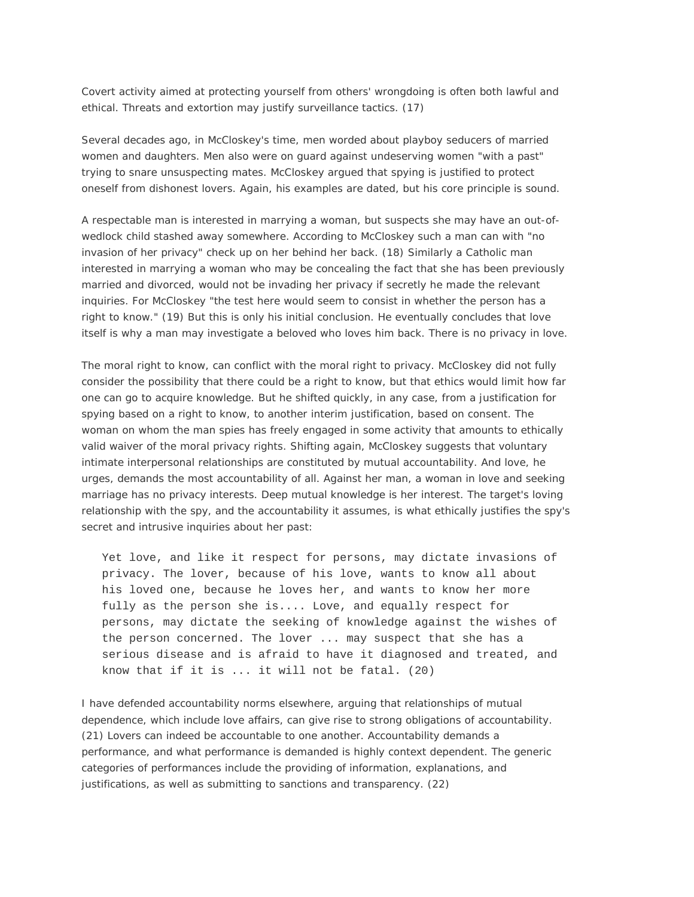Covert activity aimed at protecting yourself from others' wrongdoing is often both lawful and ethical. Threats and extortion may justify surveillance tactics. (17)

Several decades ago, in McCloskey's time, men worded about playboy seducers of married women and daughters. Men also were on guard against undeserving women "with a past" trying to snare unsuspecting mates. McCloskey argued that spying is justified to protect oneself from dishonest lovers. Again, his examples are dated, but his core principle is sound.

A respectable man is interested in marrying a woman, but suspects she may have an out-of-wedlock child stashed away somewhere. According to McCloskey such a man can with "no invasion of her privacy" check up on her behind her back. (18) Similarly a Catholic man interested in marrying a woman who may be concealing the fact that she has been previously married and divorced, would not be invading her privacy if secretly he made the relevant inquiries. For McCloskey "the test here would seem to consist in whether the person has a right to know." (19) But this is only his initial conclusion. He eventually concludes that love itself is why a man may investigate a beloved who loves him back. There is no privacy in love.

The moral right to know, can conflict with the moral right to privacy. McCloskey did not fully consider the possibility that there could be a right to know, but that ethics would limit how far one can go to acquire knowledge. But he shifted quickly, in any case, from a justification for spying based on a right to know, to another interim justification, based on consent. The woman on whom the man spies has freely engaged in some activity that amounts to ethically valid waiver of the moral privacy rights. Shifting again, McCloskey suggests that voluntary intimate interpersonal relationships are constituted by mutual accountability. And love, he urges, demands the most accountability of all. Against her man, a woman in love and seeking marriage has no privacy interests. Deep mutual knowledge is her interest. The target's loving relationship with the spy, and the accountability it assumes, is what ethically justifies the spy's secret and intrusive inquiries about her past:

> Yet love, and like it respect for persons, may dictate invasions of privacy. The lover, because of his love, wants to know all about his loved one, because he loves her, and wants to know her more fully as the person she is.... Love, and equally respect for persons, may dictate the seeking of knowledge against the wishes of the person concerned. The lover ... may suspect that she has a serious disease and is afraid to have it diagnosed and treated, and know that if it is ... it will not be fatal. (20)

I have defended accountability norms elsewhere, arguing that relationships of mutual dependence, which include love affairs, can give rise to strong obligations of accountability. (21) Lovers can indeed be accountable to one another. Accountability demands a performance, and what performance is demanded is highly context dependent. The generic categories of performances include the providing of information, explanations, and justifications, as well as submitting to sanctions and transparency. (22)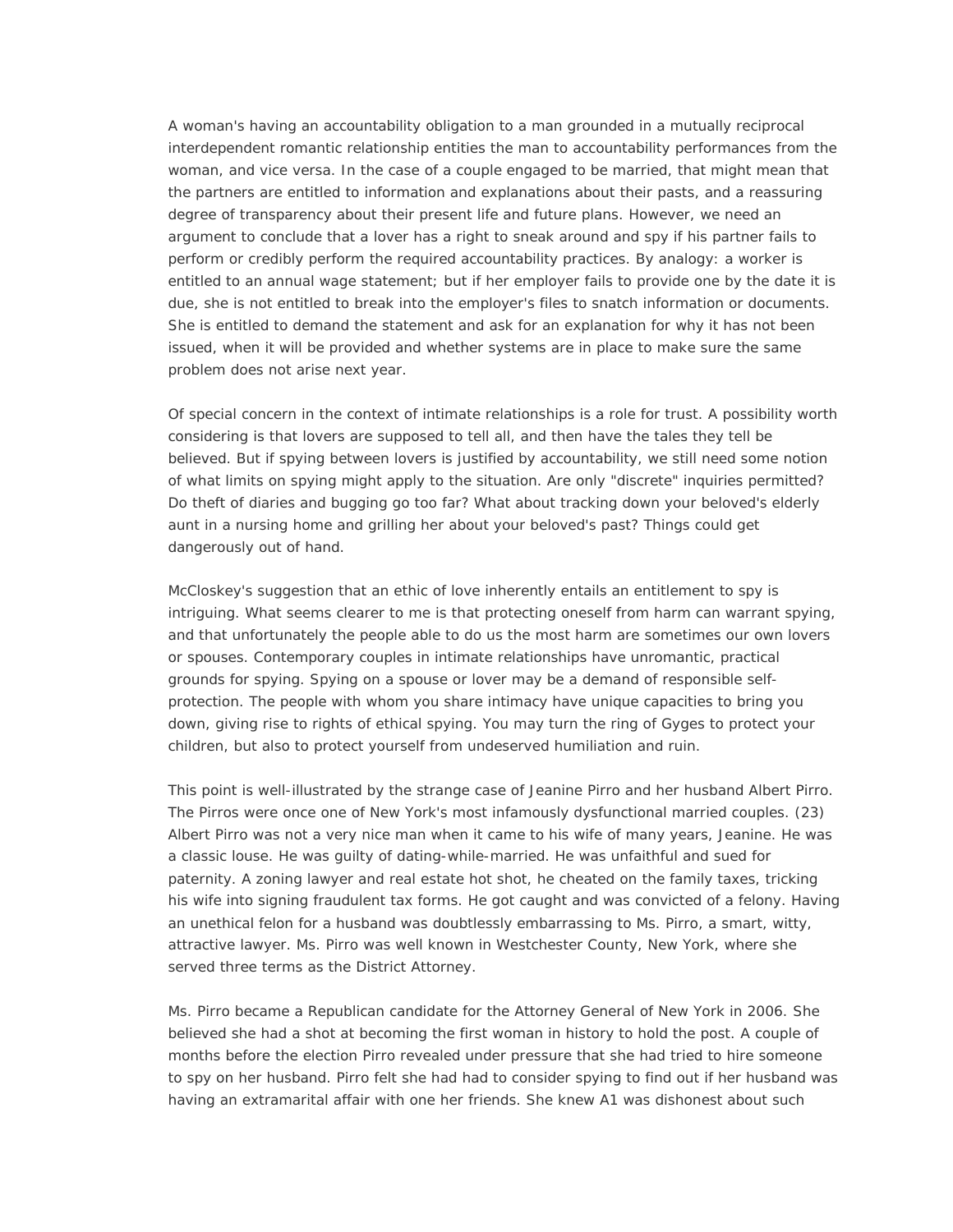A woman's having an accountability obligation to a man grounded in a mutually reciprocal interdependent romantic relationship entities the man to accountability performances from the woman, and vice versa. In the case of a couple engaged to be married, that might mean that the partners are entitled to information and explanations about their pasts, and a reassuring degree of transparency about their present life and future plans. However, we need an argument to conclude that a lover has a right to sneak around and spy if his partner fails to perform or credibly perform the required accountability practices. By analogy: a worker is entitled to an annual wage statement; but if her employer fails to provide one by the date it is due, she is not entitled to break into the employer's files to snatch information or documents. She is entitled to demand the statement and ask for an explanation for why it has not been issued, when it will be provided and whether systems are in place to make sure the same problem does not arise next year.

Of special concern in the context of intimate relationships is a role for trust. A possibility worth considering is that lovers are supposed to tell all, and then have the tales they tell be believed. But if spying between lovers is justified by accountability, we still need some notion of what limits on spying might apply to the situation. Are only "discrete" inquiries permitted? Do theft of diaries and bugging go too far? What about tracking down your beloved's elderly aunt in a nursing home and grilling her about your beloved's past? Things could get dangerously out of hand.

McCloskey's suggestion that an ethic of love inherently entails an entitlement to spy is intriguing. What seems clearer to me is that protecting oneself from harm can warrant spying, and that unfortunately the people able to do us the most harm are sometimes our own lovers or spouses. Contemporary couples in intimate relationships have unromantic, practical grounds for spying. Spying on a spouse or lover may be a demand of responsible self-protection. The people with whom you share intimacy have unique capacities to bring you down, giving rise to rights of ethical spying. You may turn the ring of Gyges to protect your children, but also to protect yourself from undeserved humiliation and ruin.

This point is well-illustrated by the strange case of Jeanine Pirro and her husband Albert Pirro. The Pirros were once one of New York's most infamously dysfunctional married couples. (23) Albert Pirro was not a very nice man when it came to his wife of many years, Jeanine. He was a classic louse. He was guilty of dating-while-married. He was unfaithful and sued for paternity. A zoning lawyer and real estate hot shot, he cheated on the family taxes, tricking his wife into signing fraudulent tax forms. He got caught and was convicted of a felony. Having an unethical felon for a husband was doubtlessly embarrassing to Ms. Pirro, a smart, witty, attractive lawyer. Ms. Pirro was well known in Westchester County, New York, where she served three terms as the District Attorney.

Ms. Pirro became a Republican candidate for the Attorney General of New York in 2006. She believed she had a shot at becoming the first woman in history to hold the post. A couple of months before the election Pirro revealed under pressure that she had tried to hire someone to spy on her husband. Pirro felt she had had to consider spying to find out if her husband was having an extramarital affair with one her friends. She knew A1 was dishonest about such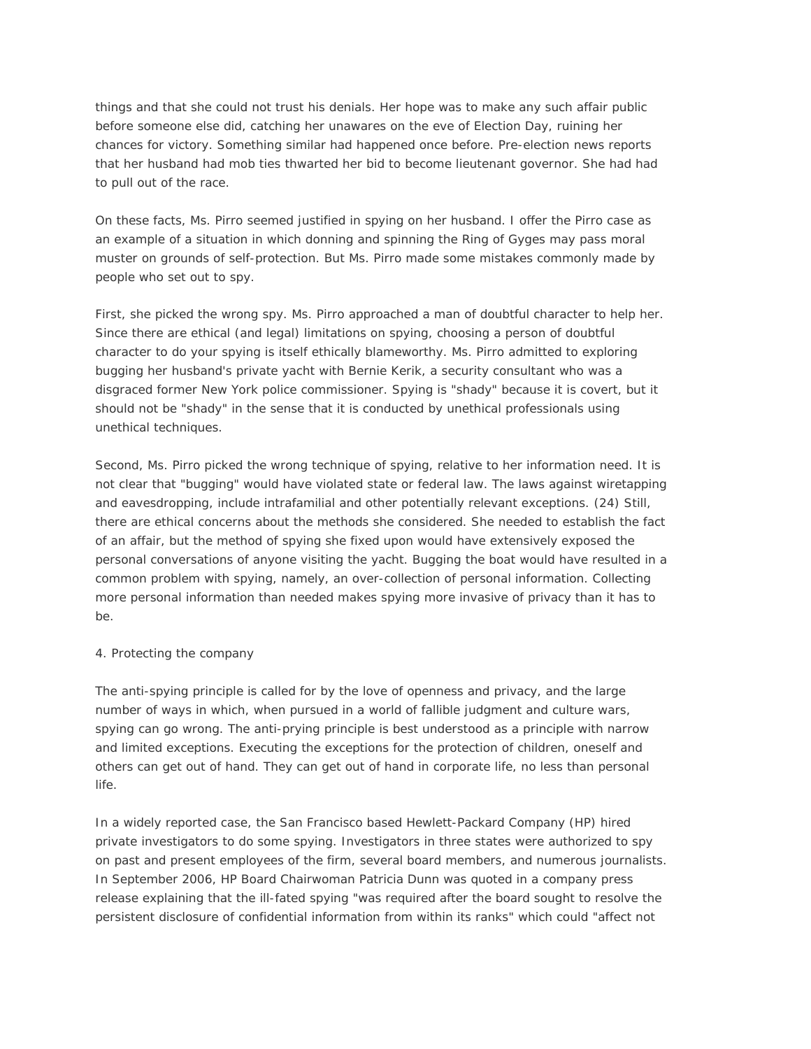things and that she could not trust his denials. Her hope was to make any such affair public before someone else did, catching her unawares on the eve of Election Day, ruining her chances for victory. Something similar had happened once before. Pre-election news reports that her husband had mob ties thwarted her bid to become lieutenant governor. She had had to pull out of the race.

On these facts, Ms. Pirro seemed justified in spying on her husband. I offer the Pirro case as an example of a situation in which donning and spinning the Ring of Gyges may pass moral muster on grounds of self-protection. But Ms. Pirro made some mistakes commonly made by people who set out to spy.

First, she picked the wrong spy. Ms. Pirro approached a man of doubtful character to help her. Since there are ethical (and legal) limitations on spying, choosing a person of doubtful character to do your spying is itself ethically blameworthy. Ms. Pirro admitted to exploring bugging her husband's private yacht with Bernie Kerik, a security consultant who was a disgraced former New York police commissioner. Spying is "shady" because it is covert, but it should not be "shady" in the sense that it is conducted by unethical professionals using unethical techniques.

Second, Ms. Pirro picked the wrong technique of spying, relative to her information need. It is not clear that "bugging" would have violated state or federal law. The laws against wiretapping and eavesdropping, include intrafamilial and other potentially relevant exceptions. (24) Still, there are ethical concerns about the methods she considered. She needed to establish the fact of an affair, but the method of spying she fixed upon would have extensively exposed the personal conversations of anyone visiting the yacht. Bugging the boat would have resulted in a common problem with spying, namely, an over-collection of personal information. Collecting more personal information than needed makes spying more invasive of privacy than it has to be.

4. Protecting the company

The anti-spying principle is called for by the love of openness and privacy, and the large number of ways in which, when pursued in a world of fallible judgment and culture wars, spying can go wrong. The anti-prying principle is best understood as a principle with narrow and limited exceptions. Executing the exceptions for the protection of children, oneself and others can get out of hand. They can get out of hand in corporate life, no less than personal life.

In a widely reported case, the San Francisco based Hewlett-Packard Company (HP) hired private investigators to do some spying. Investigators in three states were authorized to spy on past and present employees of the firm, several board members, and numerous journalists. In September 2006, HP Board Chairwoman Patricia Dunn was quoted in a company press release explaining that the ill-fated spying "was required after the board sought to resolve the persistent disclosure of confidential information from within its ranks" which could "affect not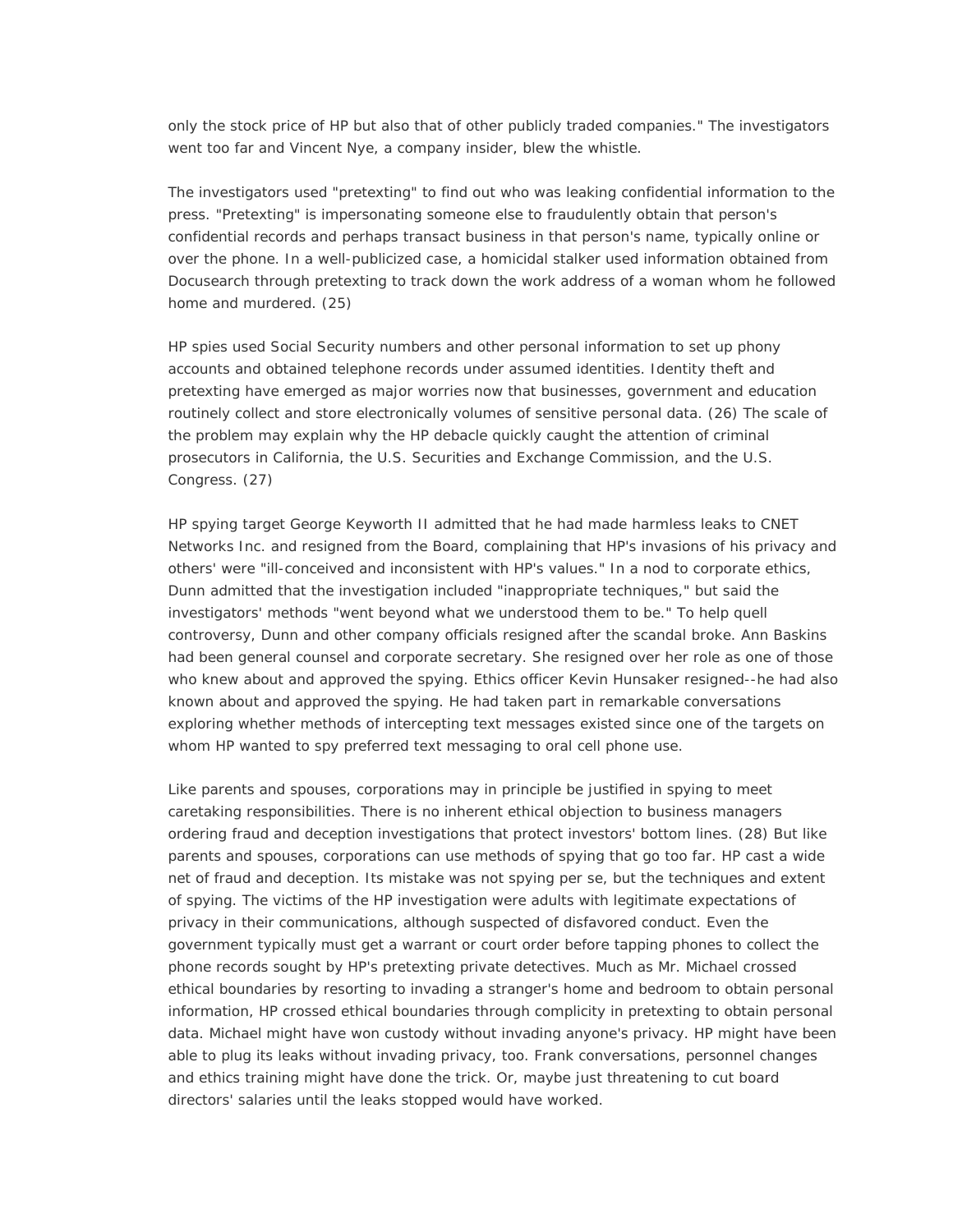only the stock price of HP but also that of other publicly traded companies." The investigators went too far and Vincent Nye, a company insider, blew the whistle.

The investigators used "pretexting" to find out who was leaking confidential information to the press. "Pretexting" is impersonating someone else to fraudulently obtain that person's confidential records and perhaps transact business in that person's name, typically online or over the phone. In a well-publicized case, a homicidal stalker used information obtained from Docusearch through pretexting to track down the work address of a woman whom he followed home and murdered. (25)

HP spies used Social Security numbers and other personal information to set up phony accounts and obtained telephone records under assumed identities. Identity theft and pretexting have emerged as major worries now that businesses, government and education routinely collect and store electronically volumes of sensitive personal data. (26) The scale of the problem may explain why the HP debacle quickly caught the attention of criminal prosecutors in California, the U.S. Securities and Exchange Commission, and the U.S. Congress. (27)

HP spying target George Keyworth II admitted that he had made harmless leaks to CNET Networks Inc. and resigned from the Board, complaining that HP's invasions of his privacy and others' were "ill-conceived and inconsistent with HP's values." In a nod to corporate ethics, Dunn admitted that the investigation included "inappropriate techniques," but said the investigators' methods "went beyond what we understood them to be." To help quell controversy, Dunn and other company officials resigned after the scandal broke. Ann Baskins had been general counsel and corporate secretary. She resigned over her role as one of those who knew about and approved the spying. Ethics officer Kevin Hunsaker resigned--he had also known about and approved the spying. He had taken part in remarkable conversations exploring whether methods of intercepting text messages existed since one of the targets on whom HP wanted to spy preferred text messaging to oral cell phone use.

Like parents and spouses, corporations may in principle be justified in spying to meet caretaking responsibilities. There is no inherent ethical objection to business managers ordering fraud and deception investigations that protect investors' bottom lines. (28) But like parents and spouses, corporations can use methods of spying that go too far. HP cast a wide net of fraud and deception. Its mistake was not spying per se, but the techniques and extent of spying. The victims of the HP investigation were adults with legitimate expectations of privacy in their communications, although suspected of disfavored conduct. Even the government typically must get a warrant or court order before tapping phones to collect the phone records sought by HP's pretexting private detectives. Much as Mr. Michael crossed ethical boundaries by resorting to invading a stranger's home and bedroom to obtain personal information, HP crossed ethical boundaries through complicity in pretexting to obtain personal data. Michael might have won custody without invading anyone's privacy. HP might have been able to plug its leaks without invading privacy, too. Frank conversations, personnel changes and ethics training might have done the trick. Or, maybe just threatening to cut board directors' salaries until the leaks stopped would have worked.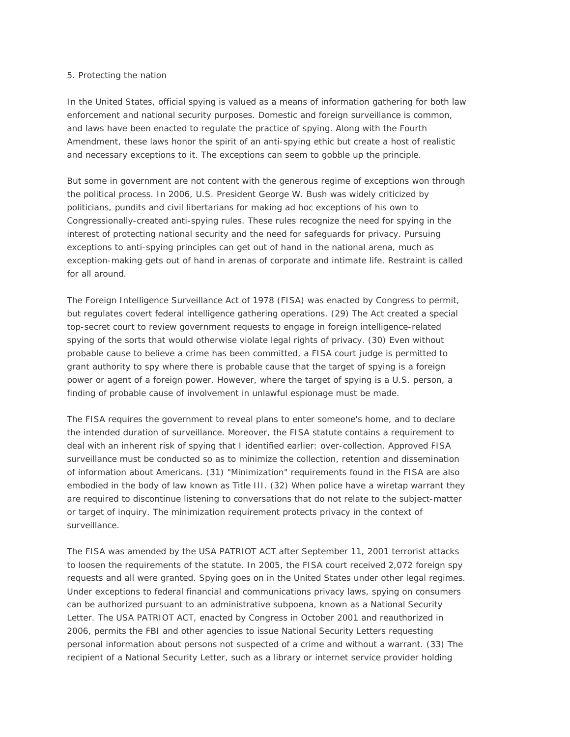5. Protecting the nation

In the United States, official spying is valued as a means of information gathering for both law enforcement and national security purposes. Domestic and foreign surveillance is common, and laws have been enacted to regulate the practice of spying. Along with the Fourth Amendment, these laws honor the spirit of an anti-spying ethic but create a host of realistic and necessary exceptions to it. The exceptions can seem to gobble up the principle.

But some in government are not content with the generous regime of exceptions won through the political process. In 2006, U.S. President George W. Bush was widely criticized by politicians, pundits and civil libertarians for making ad hoc exceptions of his own to Congressionally-created anti-spying rules. These rules recognize the need for spying in the interest of protecting national security and the need for safeguards for privacy. Pursuing exceptions to anti-spying principles can get out of hand in the national arena, much as exception-making gets out of hand in arenas of corporate and intimate life. Restraint is called for all around.

The Foreign Intelligence Surveillance Act of 1978 (FISA) was enacted by Congress to permit, but regulates covert federal intelligence gathering operations. (29) The Act created a special top-secret court to review government requests to engage in foreign intelligence-related spying of the sorts that would otherwise violate legal rights of privacy. (30) Even without probable cause to believe a crime has been committed, a FISA court judge is permitted to grant authority to spy where there is probable cause that the target of spying is a foreign power or agent of a foreign power. However, where the target of spying is a U.S. person, a finding of probable cause of involvement in unlawful espionage must be made.

The FISA requires the government to reveal plans to enter someone's home, and to declare the intended duration of surveillance. Moreover, the FISA statute contains a requirement to deal with an inherent risk of spying that I identified earlier: over-collection. Approved FISA surveillance must be conducted so as to minimize the collection, retention and dissemination of information about Americans. (31) "Minimization" requirements found in the FISA are also embodied in the body of law known as Title III. (32) When police have a wiretap warrant they are required to discontinue listening to conversations that do not relate to the subject-matter or target of inquiry. The minimization requirement protects privacy in the context of surveillance.

The FISA was amended by the USA PATRIOT ACT after September 11, 2001 terrorist attacks to loosen the requirements of the statute. In 2005, the FISA court received 2,072 foreign spy requests and all were granted. Spying goes on in the United States under other legal regimes. Under exceptions to federal financial and communications privacy laws, spying on consumers can be authorized pursuant to an administrative subpoena, known as a National Security Letter. The USA PATRIOT ACT, enacted by Congress in October 2001 and reauthorized in 2006, permits the FBI and other agencies to issue National Security Letters requesting personal information about persons not suspected of a crime and without a warrant. (33) The recipient of a National Security Letter, such as a library or internet service provider holding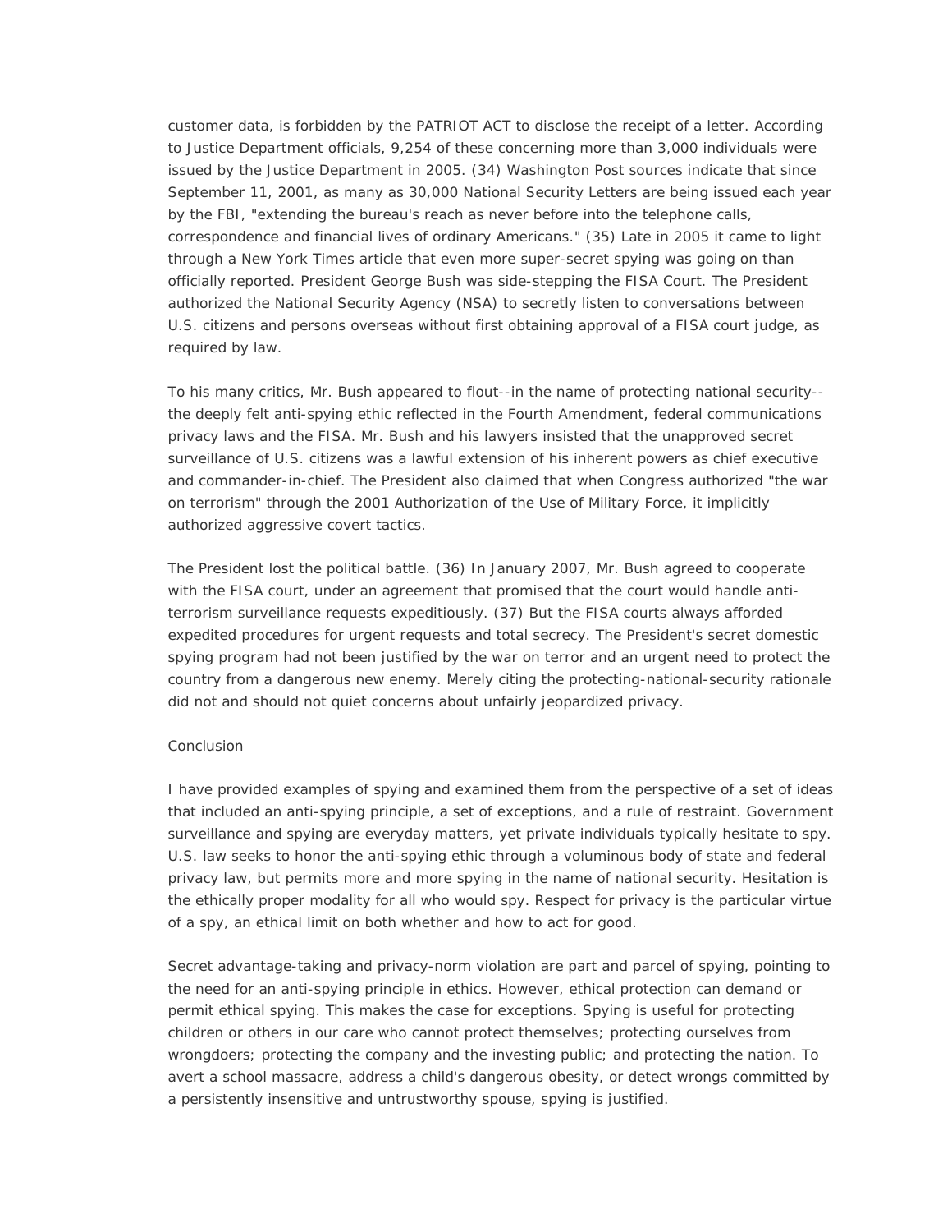customer data, is forbidden by the PATRIOT ACT to disclose the receipt of a letter. According to Justice Department officials, 9,254 of these concerning more than 3,000 individuals were issued by the Justice Department in 2005. (34) Washington Post sources indicate that since September 11, 2001, as many as 30,000 National Security Letters are being issued each year by the FBI, "extending the bureau's reach as never before into the telephone calls, correspondence and financial lives of ordinary Americans." (35) Late in 2005 it came to light through a New York Times article that even more super-secret spying was going on than officially reported. President George Bush was side-stepping the FISA Court. The President authorized the National Security Agency (NSA) to secretly listen to conversations between U.S. citizens and persons overseas without first obtaining approval of a FISA court judge, as required by law.

To his many critics, Mr. Bush appeared to flout--in the name of protecting national security--the deeply felt anti-spying ethic reflected in the Fourth Amendment, federal communications privacy laws and the FISA. Mr. Bush and his lawyers insisted that the unapproved secret surveillance of U.S. citizens was a lawful extension of his inherent powers as chief executive and commander-in-chief. The President also claimed that when Congress authorized "the war on terrorism" through the 2001 Authorization of the Use of Military Force, it implicitly authorized aggressive covert tactics.

The President lost the political battle. (36) In January 2007, Mr. Bush agreed to cooperate with the FISA court, under an agreement that promised that the court would handle anti-terrorism surveillance requests expeditiously. (37) But the FISA courts always afforded expedited procedures for urgent requests and total secrecy. The President's secret domestic spying program had not been justified by the war on terror and an urgent need to protect the country from a dangerous new enemy. Merely citing the protecting-national-security rationale did not and should not quiet concerns about unfairly jeopardized privacy.

## Conclusion

I have provided examples of spying and examined them from the perspective of a set of ideas that included an anti-spying principle, a set of exceptions, and a rule of restraint. Government surveillance and spying are everyday matters, yet private individuals typically hesitate to spy. U.S. law seeks to honor the anti-spying ethic through a voluminous body of state and federal privacy law, but permits more and more spying in the name of national security. Hesitation is the ethically proper modality for all who would spy. Respect for privacy is the particular virtue of a spy, an ethical limit on both whether and how to act for good.

Secret advantage-taking and privacy-norm violation are part and parcel of spying, pointing to the need for an anti-spying principle in ethics. However, ethical protection can demand or permit ethical spying. This makes the case for exceptions. Spying is useful for protecting children or others in our care who cannot protect themselves; protecting ourselves from wrongdoers; protecting the company and the investing public; and protecting the nation. To avert a school massacre, address a child's dangerous obesity, or detect wrongs committed by a persistently insensitive and untrustworthy spouse, spying is justified.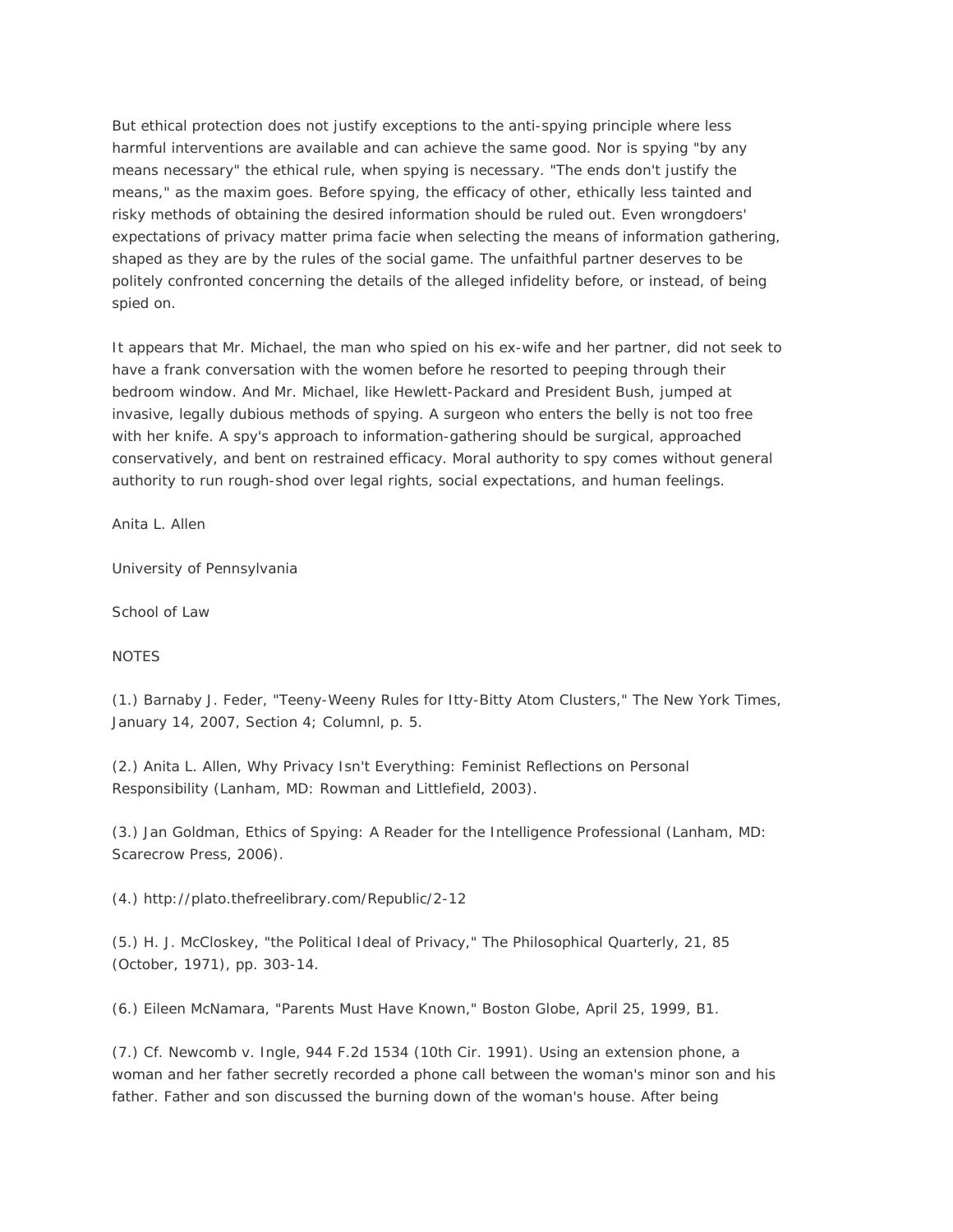But ethical protection does not justify exceptions to the anti-spying principle where less harmful interventions are available and can achieve the same good. Nor is spying "by any means necessary" the ethical rule, when spying is necessary. "The ends don't justify the means," as the maxim goes. Before spying, the efficacy of other, ethically less tainted and risky methods of obtaining the desired information should be ruled out. Even wrongdoers' expectations of privacy matter prima facie when selecting the means of information gathering, shaped as they are by the rules of the social game. The unfaithful partner deserves to be politely confronted concerning the details of the alleged infidelity before, or instead, of being spied on.

It appears that Mr. Michael, the man who spied on his ex-wife and her partner, did not seek to have a frank conversation with the women before he resorted to peeping through their bedroom window. And Mr. Michael, like Hewlett-Packard and President Bush, jumped at invasive, legally dubious methods of spying. A surgeon who enters the belly is not too free with her knife. A spy's approach to information-gathering should be surgical, approached conservatively, and bent on restrained efficacy. Moral authority to spy comes without general authority to run rough-shod over legal rights, social expectations, and human feelings.

Anita L. Allen

University of Pennsylvania

School of Law

NOTES

(1.) Barnaby J. Feder, "Teeny-Weeny Rules for Itty-Bitty Atom Clusters," The New York Times, January 14, 2007, Section 4; Columnl, p. 5.

(2.) Anita L. Allen, Why Privacy Isn't Everything: Feminist Reflections on Personal Responsibility (Lanham, MD: Rowman and Littlefield, 2003).

(3.) Jan Goldman, Ethics of Spying: A Reader for the Intelligence Professional (Lanham, MD: Scarecrow Press, 2006).

(4.) http://plato.thefreelibrary.com/Republic/2-12

(5.) H. J. McCloskey, "the Political Ideal of Privacy," The Philosophical Quarterly, 21, 85 (October, 1971), pp. 303-14.

(6.) Eileen McNamara, "Parents Must Have Known," Boston Globe, April 25, 1999, B1.

(7.) Cf. Newcomb v. Ingle, 944 F.2d 1534 (10th Cir. 1991). Using an extension phone, a woman and her father secretly recorded a phone call between the woman's minor son and his father. Father and son discussed the burning down of the woman's house. After being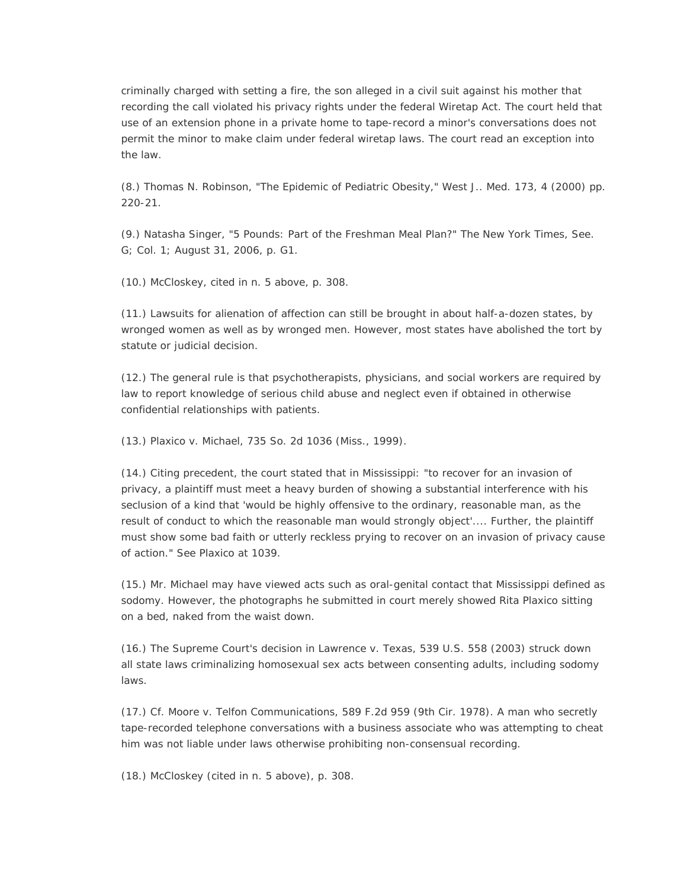criminally charged with setting a fire, the son alleged in a civil suit against his mother that recording the call violated his privacy rights under the federal Wiretap Act. The court held that use of an extension phone in a private home to tape-record a minor's conversations does not permit the minor to make claim under federal wiretap laws. The court read an exception into the law.

(8.) Thomas N. Robinson, "The Epidemic of Pediatric Obesity," West J.. Med. 173, 4 (2000) pp. 220-21.

(9.) Natasha Singer, "5 Pounds: Part of the Freshman Meal Plan?" The New York Times, See. G; Col. 1; August 31, 2006, p. G1.

(10.) McCloskey, cited in n. 5 above, p. 308.

(11.) Lawsuits for alienation of affection can still be brought in about half-a-dozen states, by wronged women as well as by wronged men. However, most states have abolished the tort by statute or judicial decision.

(12.) The general rule is that psychotherapists, physicians, and social workers are required by law to report knowledge of serious child abuse and neglect even if obtained in otherwise confidential relationships with patients.

(13.) Plaxico v. Michael, 735 So. 2d 1036 (Miss., 1999).

(14.) Citing precedent, the court stated that in Mississippi: "to recover for an invasion of privacy, a plaintiff must meet a heavy burden of showing a substantial interference with his seclusion of a kind that 'would be highly offensive to the ordinary, reasonable man, as the result of conduct to which the reasonable man would strongly object'.... Further, the plaintiff must show some bad faith or utterly reckless prying to recover on an invasion of privacy cause of action." See Plaxico at 1039.

(15.) Mr. Michael may have viewed acts such as oral-genital contact that Mississippi defined as sodomy. However, the photographs he submitted in court merely showed Rita Plaxico sitting on a bed, naked from the waist down.

(16.) The Supreme Court's decision in Lawrence v. Texas, 539 U.S. 558 (2003) struck down all state laws criminalizing homosexual sex acts between consenting adults, including sodomy laws.

(17.) Cf. Moore v. Telfon Communications, 589 F.2d 959 (9th Cir. 1978). A man who secretly tape-recorded telephone conversations with a business associate who was attempting to cheat him was not liable under laws otherwise prohibiting non-consensual recording.

(18.) McCloskey (cited in n. 5 above), p. 308.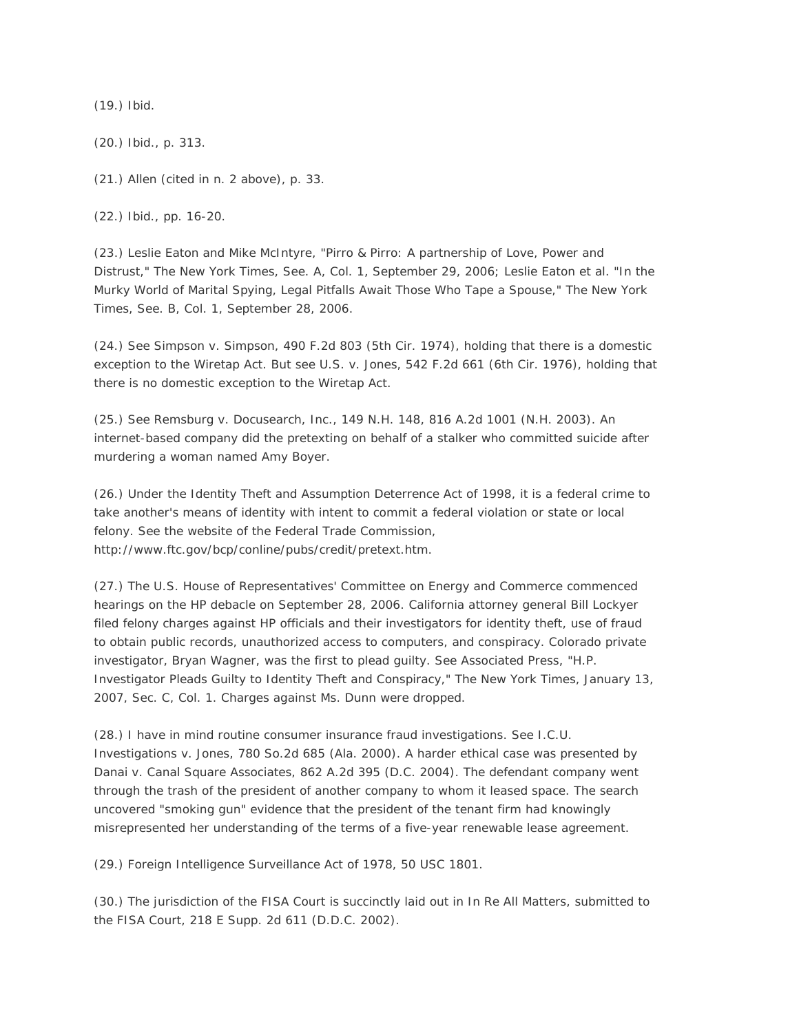(19.) Ibid.

(20.) Ibid., p. 313.

(21.) Allen (cited in n. 2 above), p. 33.

(22.) Ibid., pp. 16-20.

(23.) Leslie Eaton and Mike McIntyre, "Pirro & Pirro: A partnership of Love, Power and Distrust," The New York Times, See. A, Col. 1, September 29, 2006; Leslie Eaton et al. "In the Murky World of Marital Spying, Legal Pitfalls Await Those Who Tape a Spouse," The New York Times, See. B, Col. 1, September 28, 2006.

(24.) See Simpson v. Simpson, 490 F.2d 803 (5th Cir. 1974), holding that there is a domestic exception to the Wiretap Act. But see U.S. v. Jones, 542 F.2d 661 (6th Cir. 1976), holding that there is no domestic exception to the Wiretap Act.

(25.) See Remsburg v. Docusearch, Inc., 149 N.H. 148, 816 A.2d 1001 (N.H. 2003). An internet-based company did the pretexting on behalf of a stalker who committed suicide after murdering a woman named Amy Boyer.

(26.) Under the Identity Theft and Assumption Deterrence Act of 1998, it is a federal crime to take another's means of identity with intent to commit a federal violation or state or local felony. See the website of the Federal Trade Commission, http://www.ftc.gov/bcp/conline/pubs/credit/pretext.htm.

(27.) The U.S. House of Representatives' Committee on Energy and Commerce commenced hearings on the HP debacle on September 28, 2006. California attorney general Bill Lockyer filed felony charges against HP officials and their investigators for identity theft, use of fraud to obtain public records, unauthorized access to computers, and conspiracy. Colorado private investigator, Bryan Wagner, was the first to plead guilty. See Associated Press, "H.P. Investigator Pleads Guilty to Identity Theft and Conspiracy," The New York Times, January 13, 2007, Sec. C, Col. 1. Charges against Ms. Dunn were dropped.

(28.) I have in mind routine consumer insurance fraud investigations. See I.C.U. Investigations v. Jones, 780 So.2d 685 (Ala. 2000). A harder ethical case was presented by Danai v. Canal Square Associates, 862 A.2d 395 (D.C. 2004). The defendant company went through the trash of the president of another company to whom it leased space. The search uncovered "smoking gun" evidence that the president of the tenant firm had knowingly misrepresented her understanding of the terms of a five-year renewable lease agreement.

(29.) Foreign Intelligence Surveillance Act of 1978, 50 USC 1801.

(30.) The jurisdiction of the FISA Court is succinctly laid out in In Re All Matters, submitted to the FISA Court, 218 E Supp. 2d 611 (D.D.C. 2002).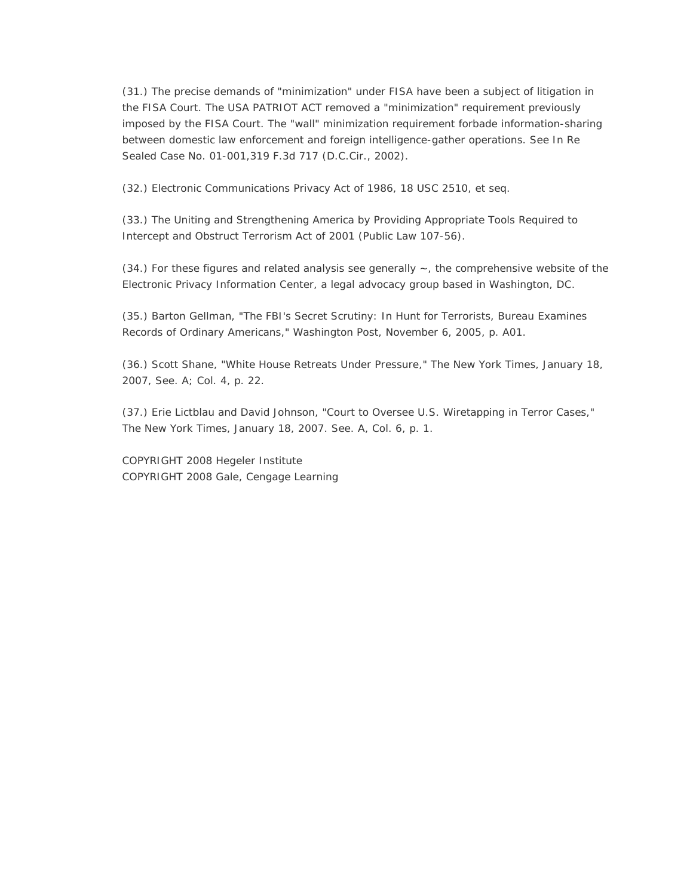(31.) The precise demands of "minimization" under FISA have been a subject of litigation in the FISA Court. The USA PATRIOT ACT removed a "minimization" requirement previously imposed by the FISA Court. The "wall" minimization requirement forbade information-sharing between domestic law enforcement and foreign intelligence-gather operations. See In Re Sealed Case No. 01-001,319 F.3d 717 (D.C.Cir., 2002).

(32.) Electronic Communications Privacy Act of 1986, 18 USC 2510, et seq.

(33.) The Uniting and Strengthening America by Providing Appropriate Tools Required to Intercept and Obstruct Terrorism Act of 2001 (Public Law 107-56).

(34.) For these figures and related analysis see generally ~, the comprehensive website of the Electronic Privacy Information Center, a legal advocacy group based in Washington, DC.

(35.) Barton Gellman, "The FBI's Secret Scrutiny: In Hunt for Terrorists, Bureau Examines Records of Ordinary Americans," Washington Post, November 6, 2005, p. A01.

(36.) Scott Shane, "White House Retreats Under Pressure," The New York Times, January 18, 2007, See. A; Col. 4, p. 22.

(37.) Erie Lictblau and David Johnson, "Court to Oversee U.S. Wiretapping in Terror Cases," The New York Times, January 18, 2007. See. A, Col. 6, p. 1.

COPYRIGHT 2008 Hegeler Institute
COPYRIGHT 2008 Gale, Cengage Learning